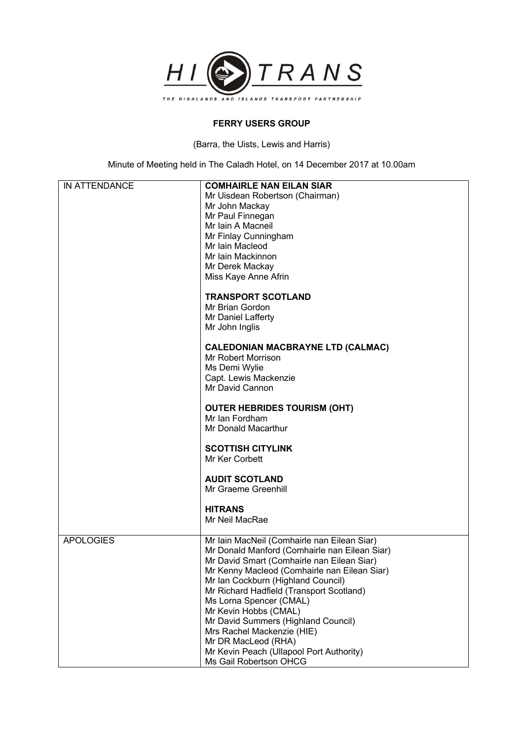HI TRANS

THE HIGHLANDS AND ISLANDS TRANSPORT PARTNERSHIP

# FERRY USERS GROUP

(Barra, the Uists, Lewis and Harris)

Minute of Meeting held in The Caladh Hotel, on 14 December 2017 at 10.00am

| | |
|---|---|
| IN ATTENDANCE | **COMHAIRLE NAN EILAN SIAR**<br>Mr Uisdean Robertson (Chairman)<br>Mr John Mackay<br>Mr Paul Finnegan<br>Mr Iain A Macneil<br>Mr Finlay Cunningham<br>Mr Iain Macleod<br>Mr Iain Mackinnon<br>Mr Derek Mackay<br>Miss Kaye Anne Afrin<br><br>**TRANSPORT SCOTLAND**<br>Mr Brian Gordon<br>Mr Daniel Lafferty<br>Mr John Inglis<br><br>**CALEDONIAN MACBRAYNE LTD (CALMAC)**<br>Mr Robert Morrison<br>Ms Demi Wylie<br>Capt. Lewis Mackenzie<br>Mr David Cannon<br><br>**OUTER HEBRIDES TOURISM (OHT)**<br>Mr Ian Fordham<br>Mr Donald Macarthur<br><br>**SCOTTISH CITYLINK**<br>Mr Ker Corbett<br><br>**AUDIT SCOTLAND**<br>Mr Graeme Greenhill<br><br>**HITRANS**<br>Mr Neil MacRae |
| APOLOGIES | Mr Iain MacNeil (Comhairle nan Eilean Siar)<br>Mr Donald Manford (Comhairle nan Eilean Siar)<br>Mr David Smart (Comhairle nan Eilean Siar)<br>Mr Kenny Macleod (Comhairle nan Eilean Siar)<br>Mr Ian Cockburn (Highland Council)<br>Mr Richard Hadfield (Transport Scotland)<br>Ms Lorna Spencer (CMAL)<br>Mr Kevin Hobbs (CMAL)<br>Mr David Summers (Highland Council)<br>Mrs Rachel Mackenzie (HIE)<br>Mr DR MacLeod (RHA)<br>Mr Kevin Peach (Ullapool Port Authority)<br>Ms Gail Robertson OHCG |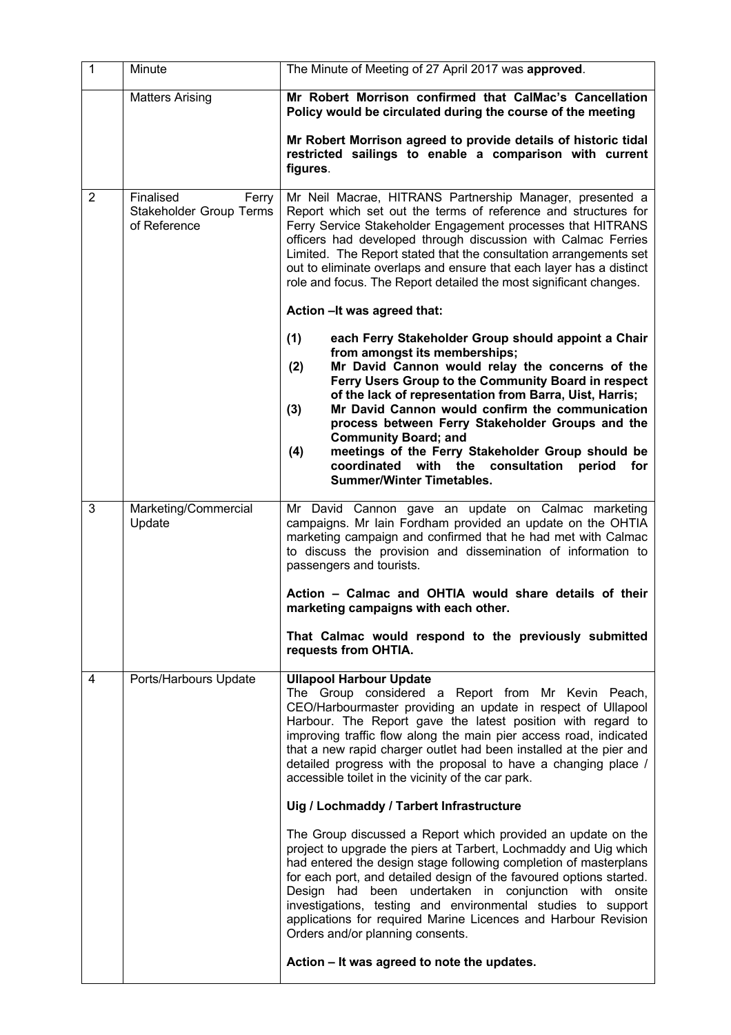| 1 | Minute | The Minute of Meeting of 27 April 2017 was **approved**. |
|---|---|---|
| | Matters Arising | **Mr Robert Morrison confirmed that CalMac's Cancellation Policy would be circulated during the course of the meeting**<br><br>**Mr Robert Morrison agreed to provide details of historic tidal restricted sailings to enable a comparison with current figures**. |
| 2 | Finalised Ferry Stakeholder Group Terms of Reference | Mr Neil Macrae, HITRANS Partnership Manager, presented a Report which set out the terms of reference and structures for Ferry Service Stakeholder Engagement processes that HITRANS officers had developed through discussion with Calmac Ferries Limited. The Report stated that the consultation arrangements set out to eliminate overlaps and ensure that each layer has a distinct role and focus. The Report detailed the most significant changes.<br><br>**Action –It was agreed that:**<br><br>**(1) each Ferry Stakeholder Group should appoint a Chair from amongst its memberships;**<br>**(2) Mr David Cannon would relay the concerns of the Ferry Users Group to the Community Board in respect of the lack of representation from Barra, Uist, Harris;**<br>**(3) Mr David Cannon would confirm the communication process between Ferry Stakeholder Groups and the Community Board; and**<br>**(4) meetings of the Ferry Stakeholder Group should be coordinated with the consultation period for Summer/Winter Timetables.** |
| 3 | Marketing/Commercial Update | Mr David Cannon gave an update on Calmac marketing campaigns. Mr Iain Fordham provided an update on the OHTIA marketing campaign and confirmed that he had met with Calmac to discuss the provision and dissemination of information to passengers and tourists.<br><br>**Action – Calmac and OHTIA would share details of their marketing campaigns with each other.**<br><br>**That Calmac would respond to the previously submitted requests from OHTIA.** |
| 4 | Ports/Harbours Update | **Ullapool Harbour Update**<br>The Group considered a Report from Mr Kevin Peach, CEO/Harbourmaster providing an update in respect of Ullapool Harbour. The Report gave the latest position with regard to improving traffic flow along the main pier access road, indicated that a new rapid charger outlet had been installed at the pier and detailed progress with the proposal to have a changing place / accessible toilet in the vicinity of the car park.<br><br>**Uig / Lochmaddy / Tarbert Infrastructure**<br><br>The Group discussed a Report which provided an update on the project to upgrade the piers at Tarbert, Lochmaddy and Uig which had entered the design stage following completion of masterplans for each port, and detailed design of the favoured options started. Design had been undertaken in conjunction with onsite investigations, testing and environmental studies to support applications for required Marine Licences and Harbour Revision Orders and/or planning consents.<br><br>**Action – It was agreed to note the updates.** |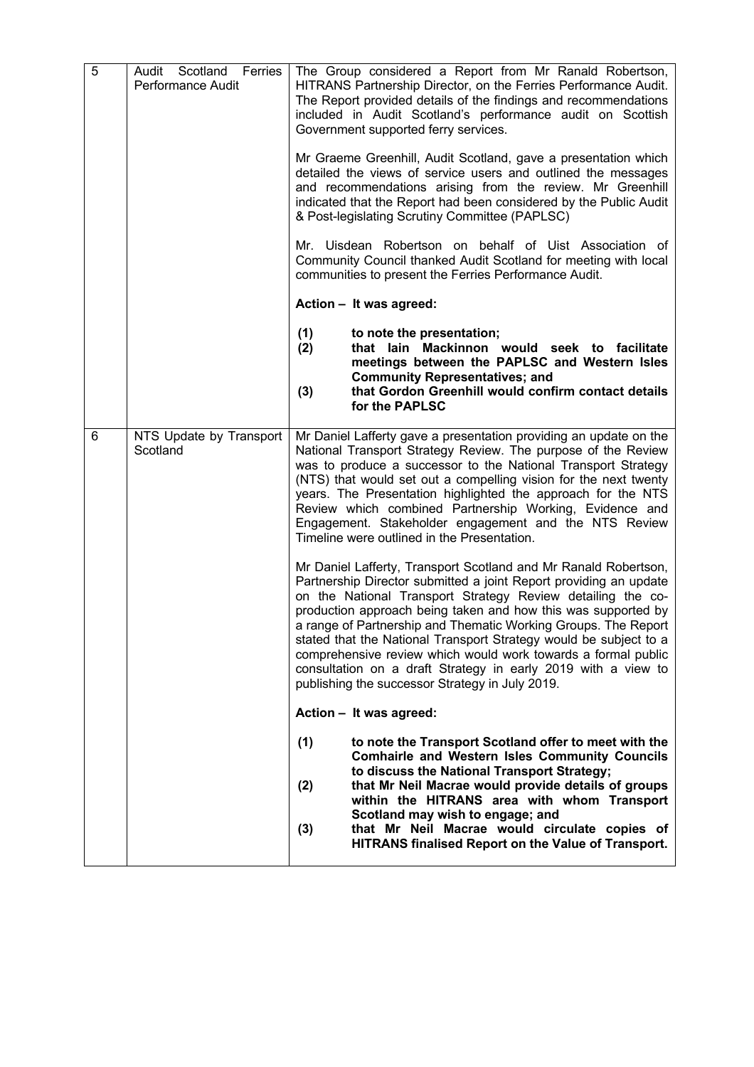| 5 | Audit Scotland Ferries Performance Audit | The Group considered a Report from Mr Ranald Robertson, HITRANS Partnership Director, on the Ferries Performance Audit. The Report provided details of the findings and recommendations included in Audit Scotland's performance audit on Scottish Government supported ferry services.<br><br>Mr Graeme Greenhill, Audit Scotland, gave a presentation which detailed the views of service users and outlined the messages and recommendations arising from the review. Mr Greenhill indicated that the Report had been considered by the Public Audit & Post-legislating Scrutiny Committee (PAPLSC)<br><br>Mr. Uisdean Robertson on behalf of Uist Association of Community Council thanked Audit Scotland for meeting with local communities to present the Ferries Performance Audit.<br><br>**Action – It was agreed:**<br><br>**(1) to note the presentation;**<br>**(2) that Iain Mackinnon would seek to facilitate meetings between the PAPLSC and Western Isles Community Representatives; and**<br>**(3) that Gordon Greenhill would confirm contact details for the PAPLSC** |
|---|---|---|
| 6 | NTS Update by Transport Scotland | Mr Daniel Lafferty gave a presentation providing an update on the National Transport Strategy Review. The purpose of the Review was to produce a successor to the National Transport Strategy (NTS) that would set out a compelling vision for the next twenty years. The Presentation highlighted the approach for the NTS Review which combined Partnership Working, Evidence and Engagement. Stakeholder engagement and the NTS Review Timeline were outlined in the Presentation.<br><br>Mr Daniel Lafferty, Transport Scotland and Mr Ranald Robertson, Partnership Director submitted a joint Report providing an update on the National Transport Strategy Review detailing the co-production approach being taken and how this was supported by a range of Partnership and Thematic Working Groups. The Report stated that the National Transport Strategy would be subject to a comprehensive review which would work towards a formal public consultation on a draft Strategy in early 2019 with a view to publishing the successor Strategy in July 2019.<br><br>**Action – It was agreed:**<br><br>**(1) to note the Transport Scotland offer to meet with the Comhairle and Western Isles Community Councils to discuss the National Transport Strategy;**<br>**(2) that Mr Neil Macrae would provide details of groups within the HITRANS area with whom Transport Scotland may wish to engage; and**<br>**(3) that Mr Neil Macrae would circulate copies of HITRANS finalised Report on the Value of Transport.** |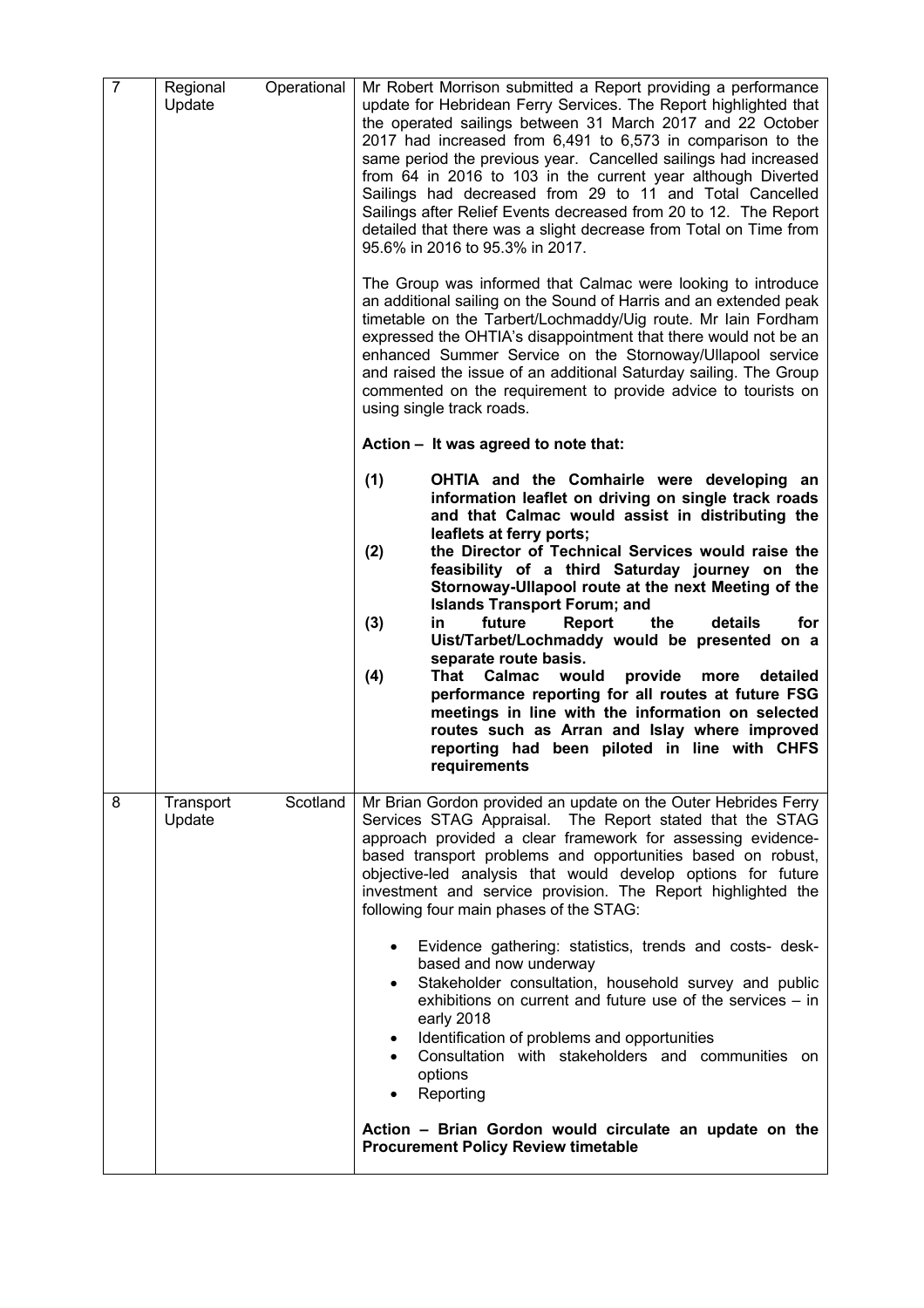| 7 | Regional Operational Update | Mr Robert Morrison submitted a Report providing a performance update for Hebridean Ferry Services. The Report highlighted that the operated sailings between 31 March 2017 and 22 October 2017 had increased from 6,491 to 6,573 in comparison to the same period the previous year. Cancelled sailings had increased from 64 in 2016 to 103 in the current year although Diverted Sailings had decreased from 29 to 11 and Total Cancelled Sailings after Relief Events decreased from 20 to 12. The Report detailed that there was a slight decrease from Total on Time from 95.6% in 2016 to 95.3% in 2017.<br><br>The Group was informed that Calmac were looking to introduce an additional sailing on the Sound of Harris and an extended peak timetable on the Tarbert/Lochmaddy/Uig route. Mr Iain Fordham expressed the OHTIA's disappointment that there would not be an enhanced Summer Service on the Stornoway/Ullapool service and raised the issue of an additional Saturday sailing. The Group commented on the requirement to provide advice to tourists on using single track roads.<br><br>**Action – It was agreed to note that:**<br><br>**(1) OHTIA and the Comhairle were developing an information leaflet on driving on single track roads and that Calmac would assist in distributing the leaflets at ferry ports;**<br>**(2) the Director of Technical Services would raise the feasibility of a third Saturday journey on the Stornoway-Ullapool route at the next Meeting of the Islands Transport Forum; and**<br>**(3) in future Report the details for Uist/Tarbet/Lochmaddy would be presented on a separate route basis.**<br>**(4) That Calmac would provide more detailed performance reporting for all routes at future FSG meetings in line with the information on selected routes such as Arran and Islay where improved reporting had been piloted in line with CHFS requirements** |
|---|---|---|
| 8 | Transport Scotland Update | Mr Brian Gordon provided an update on the Outer Hebrides Ferry Services STAG Appraisal. The Report stated that the STAG approach provided a clear framework for assessing evidence-based transport problems and opportunities based on robust, objective-led analysis that would develop options for future investment and service provision. The Report highlighted the following four main phases of the STAG:<br><br>• Evidence gathering: statistics, trends and costs- desk-based and now underway<br>• Stakeholder consultation, household survey and public exhibitions on current and future use of the services – in early 2018<br>• Identification of problems and opportunities<br>• Consultation with stakeholders and communities on options<br>• Reporting<br><br>**Action – Brian Gordon would circulate an update on the Procurement Policy Review timetable** |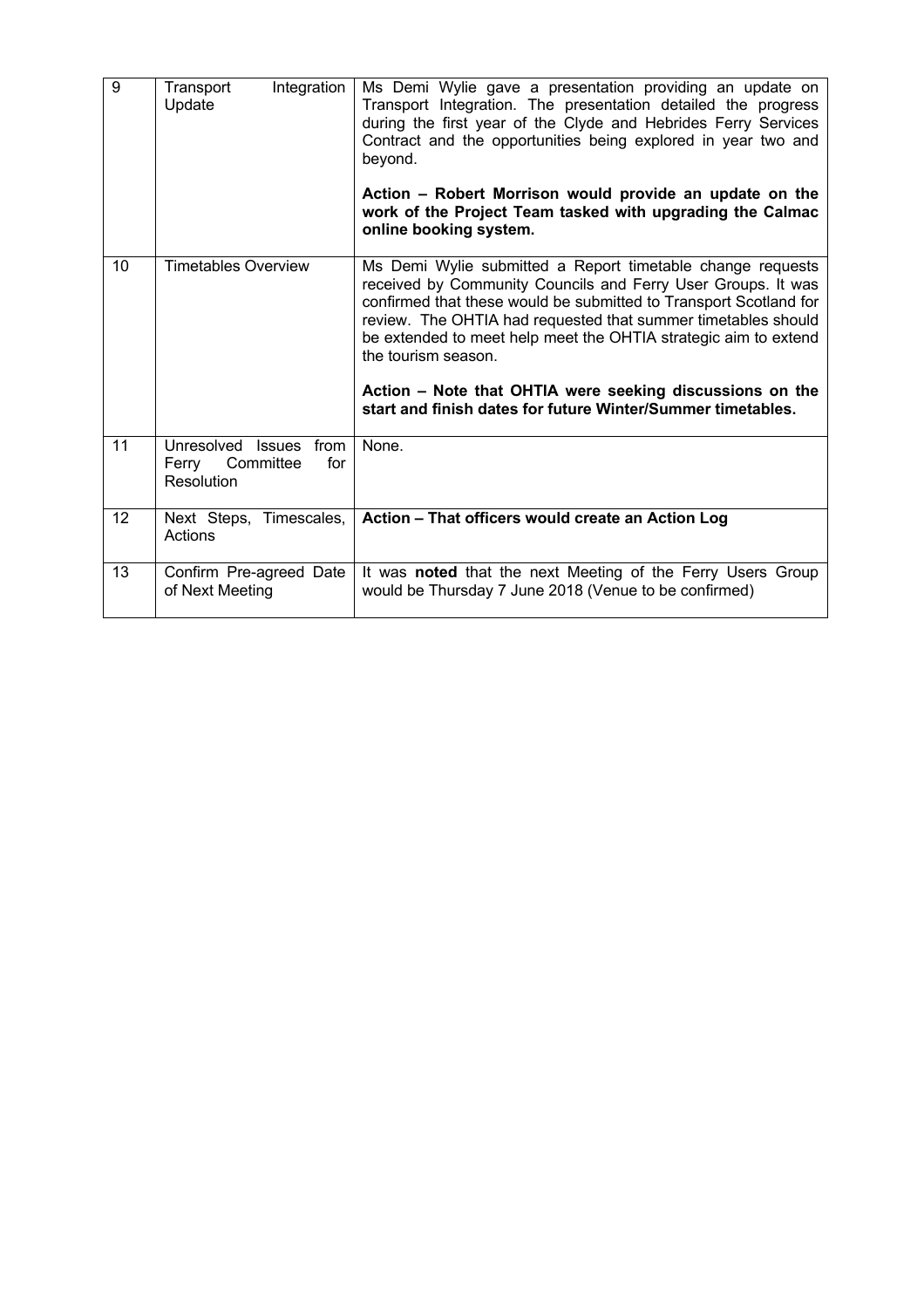| | | |
|---|---|---|
| 9 | Transport Integration Update | Ms Demi Wylie gave a presentation providing an update on Transport Integration. The presentation detailed the progress during the first year of the Clyde and Hebrides Ferry Services Contract and the opportunities being explored in year two and beyond.<br><br>**Action – Robert Morrison would provide an update on the work of the Project Team tasked with upgrading the Calmac online booking system.** |
| 10 | Timetables Overview | Ms Demi Wylie submitted a Report timetable change requests received by Community Councils and Ferry User Groups. It was confirmed that these would be submitted to Transport Scotland for review. The OHTIA had requested that summer timetables should be extended to meet help meet the OHTIA strategic aim to extend the tourism season.<br><br>**Action – Note that OHTIA were seeking discussions on the start and finish dates for future Winter/Summer timetables.** |
| 11 | Unresolved Issues from Ferry Committee for Resolution | None. |
| 12 | Next Steps, Timescales, Actions | **Action – That officers would create an Action Log** |
| 13 | Confirm Pre-agreed Date of Next Meeting | It was **noted** that the next Meeting of the Ferry Users Group would be Thursday 7 June 2018 (Venue to be confirmed) |